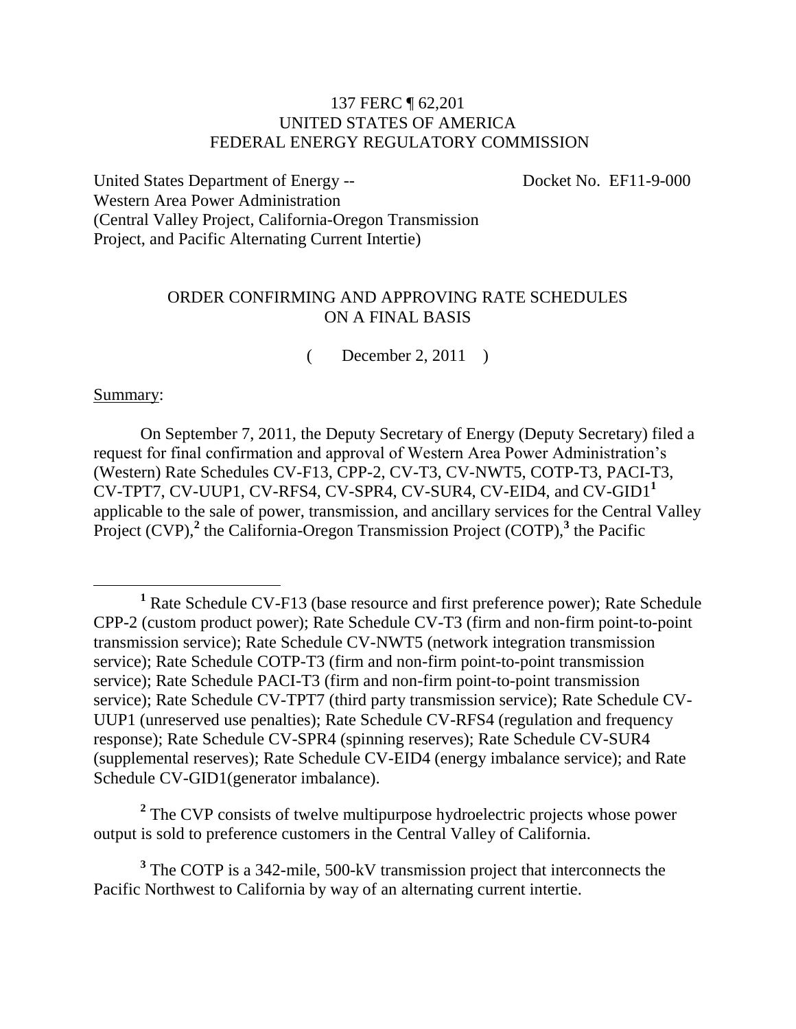137 FERC ¶ 62,201
UNITED STATES OF AMERICA
FEDERAL ENERGY REGULATORY COMMISSION

United States Department of Energy -- Western Area Power Administration (Central Valley Project, California-Oregon Transmission Project, and Pacific Alternating Current Intertie)

Docket No. EF11-9-000

## ORDER CONFIRMING AND APPROVING RATE SCHEDULES ON A FINAL BASIS

( December 2, 2011 )

Summary:

On September 7, 2011, the Deputy Secretary of Energy (Deputy Secretary) filed a request for final confirmation and approval of Western Area Power Administration's (Western) Rate Schedules CV-F13, CPP-2, CV-T3, CV-NWT5, COTP-T3, PACI-T3, CV-TPT7, CV-UUP1, CV-RFS4, CV-SPR4, CV-SUR4, CV-EID4, and CV-GID1[1] applicable to the sale of power, transmission, and ancillary services for the Central Valley Project (CVP),[2] the California-Oregon Transmission Project (COTP),[3] the Pacific

---

[1] Rate Schedule CV-F13 (base resource and first preference power); Rate Schedule CPP-2 (custom product power); Rate Schedule CV-T3 (firm and non-firm point-to-point transmission service); Rate Schedule CV-NWT5 (network integration transmission service); Rate Schedule COTP-T3 (firm and non-firm point-to-point transmission service); Rate Schedule PACI-T3 (firm and non-firm point-to-point transmission service); Rate Schedule CV-TPT7 (third party transmission service); Rate Schedule CV-UUP1 (unreserved use penalties); Rate Schedule CV-RFS4 (regulation and frequency response); Rate Schedule CV-SPR4 (spinning reserves); Rate Schedule CV-SUR4 (supplemental reserves); Rate Schedule CV-EID4 (energy imbalance service); and Rate Schedule CV-GID1(generator imbalance).

[2] The CVP consists of twelve multipurpose hydroelectric projects whose power output is sold to preference customers in the Central Valley of California.

[3] The COTP is a 342-mile, 500-kV transmission project that interconnects the Pacific Northwest to California by way of an alternating current intertie.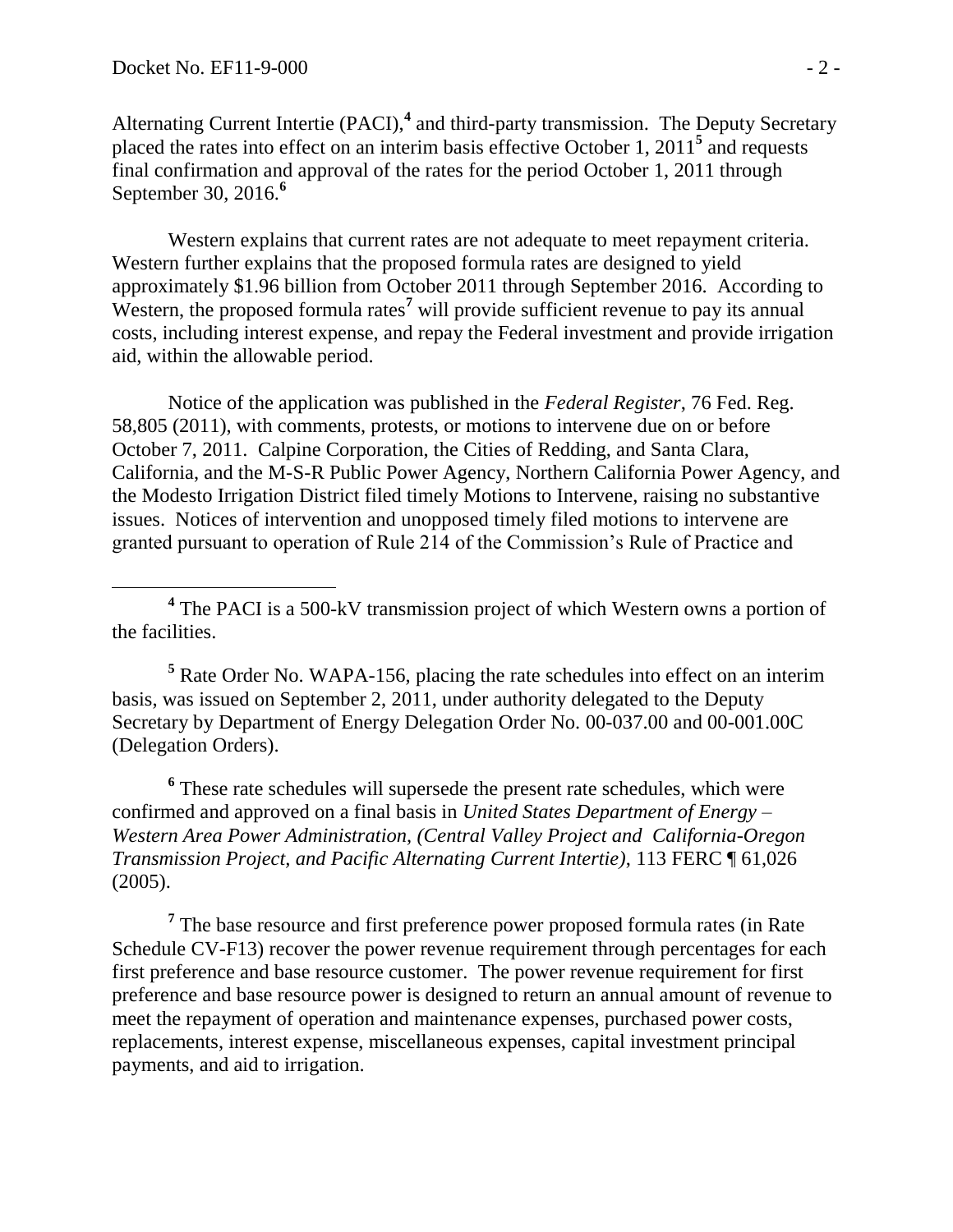Alternating Current Intertie (PACI),[4] and third-party transmission. The Deputy Secretary placed the rates into effect on an interim basis effective October 1, 2011[5] and requests final confirmation and approval of the rates for the period October 1, 2011 through September 30, 2016.[6]

Western explains that current rates are not adequate to meet repayment criteria. Western further explains that the proposed formula rates are designed to yield approximately $1.96 billion from October 2011 through September 2016. According to Western, the proposed formula rates[7] will provide sufficient revenue to pay its annual costs, including interest expense, and repay the Federal investment and provide irrigation aid, within the allowable period.

Notice of the application was published in the *Federal Register*, 76 Fed. Reg. 58,805 (2011), with comments, protests, or motions to intervene due on or before October 7, 2011. Calpine Corporation, the Cities of Redding, and Santa Clara, California, and the M-S-R Public Power Agency, Northern California Power Agency, and the Modesto Irrigation District filed timely Motions to Intervene, raising no substantive issues. Notices of intervention and unopposed timely filed motions to intervene are granted pursuant to operation of Rule 214 of the Commission's Rule of Practice and

---

[4] The PACI is a 500-kV transmission project of which Western owns a portion of the facilities.

[5] Rate Order No. WAPA-156, placing the rate schedules into effect on an interim basis, was issued on September 2, 2011, under authority delegated to the Deputy Secretary by Department of Energy Delegation Order No. 00-037.00 and 00-001.00C (Delegation Orders).

[6] These rate schedules will supersede the present rate schedules, which were confirmed and approved on a final basis in *United States Department of Energy – Western Area Power Administration, (Central Valley Project and California-Oregon Transmission Project, and Pacific Alternating Current Intertie)*, 113 FERC ¶ 61,026 (2005).

[7] The base resource and first preference power proposed formula rates (in Rate Schedule CV-F13) recover the power revenue requirement through percentages for each first preference and base resource customer. The power revenue requirement for first preference and base resource power is designed to return an annual amount of revenue to meet the repayment of operation and maintenance expenses, purchased power costs, replacements, interest expense, miscellaneous expenses, capital investment principal payments, and aid to irrigation.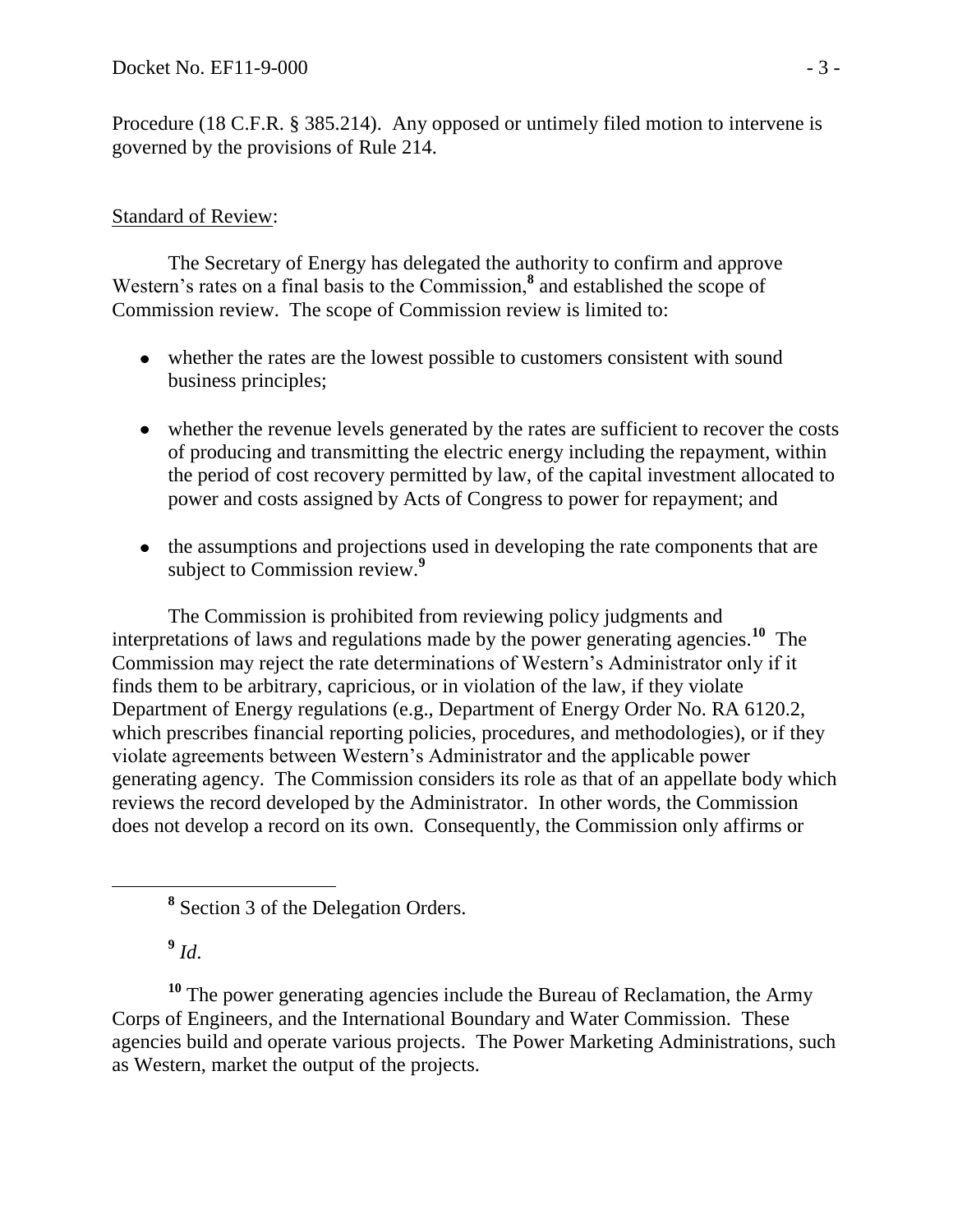Procedure (18 C.F.R. § 385.214). Any opposed or untimely filed motion to intervene is governed by the provisions of Rule 214.

Standard of Review:

The Secretary of Energy has delegated the authority to confirm and approve Western's rates on a final basis to the Commission,[8] and established the scope of Commission review. The scope of Commission review is limited to:

- whether the rates are the lowest possible to customers consistent with sound business principles;
- whether the revenue levels generated by the rates are sufficient to recover the costs of producing and transmitting the electric energy including the repayment, within the period of cost recovery permitted by law, of the capital investment allocated to power and costs assigned by Acts of Congress to power for repayment; and
- the assumptions and projections used in developing the rate components that are subject to Commission review.[9]

The Commission is prohibited from reviewing policy judgments and interpretations of laws and regulations made by the power generating agencies.[10] The Commission may reject the rate determinations of Western's Administrator only if it finds them to be arbitrary, capricious, or in violation of the law, if they violate Department of Energy regulations (e.g., Department of Energy Order No. RA 6120.2, which prescribes financial reporting policies, procedures, and methodologies), or if they violate agreements between Western's Administrator and the applicable power generating agency. The Commission considers its role as that of an appellate body which reviews the record developed by the Administrator. In other words, the Commission does not develop a record on its own. Consequently, the Commission only affirms or

---

[8] Section 3 of the Delegation Orders.

[9] *Id.*

[10] The power generating agencies include the Bureau of Reclamation, the Army Corps of Engineers, and the International Boundary and Water Commission. These agencies build and operate various projects. The Power Marketing Administrations, such as Western, market the output of the projects.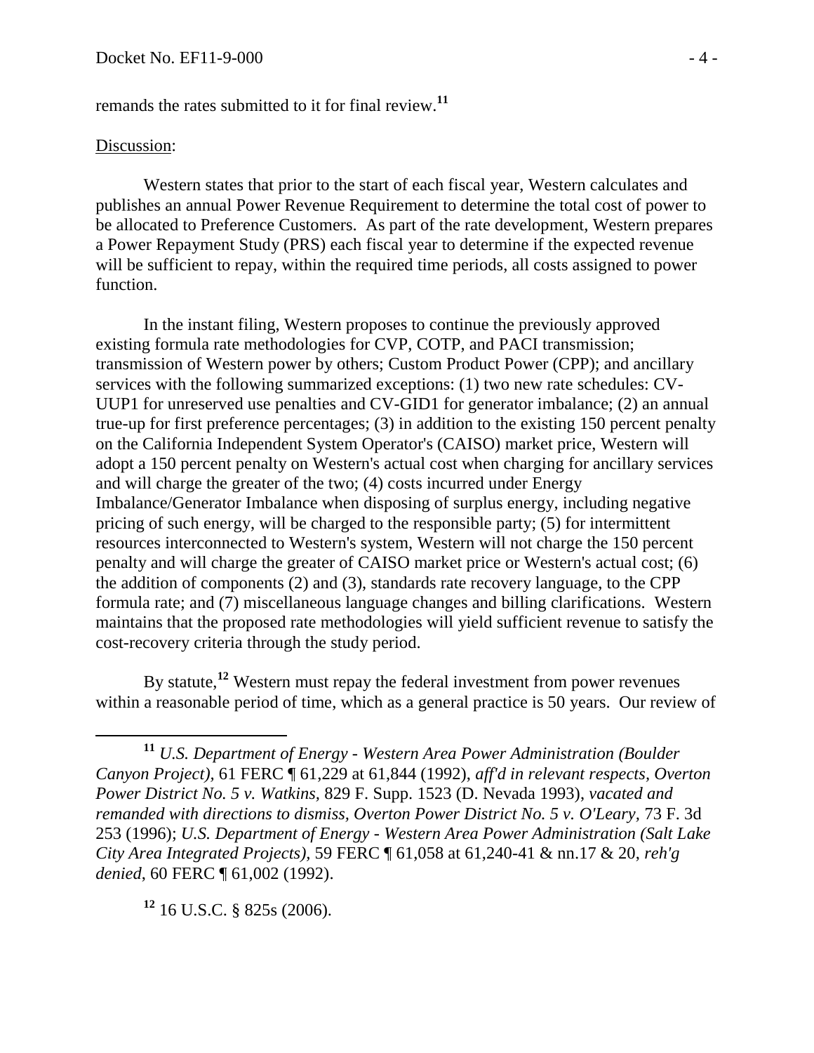remands the rates submitted to it for final review.[11]

Discussion:

Western states that prior to the start of each fiscal year, Western calculates and publishes an annual Power Revenue Requirement to determine the total cost of power to be allocated to Preference Customers. As part of the rate development, Western prepares a Power Repayment Study (PRS) each fiscal year to determine if the expected revenue will be sufficient to repay, within the required time periods, all costs assigned to power function.

In the instant filing, Western proposes to continue the previously approved existing formula rate methodologies for CVP, COTP, and PACI transmission; transmission of Western power by others; Custom Product Power (CPP); and ancillary services with the following summarized exceptions: (1) two new rate schedules: CV-UUP1 for unreserved use penalties and CV-GID1 for generator imbalance; (2) an annual true-up for first preference percentages; (3) in addition to the existing 150 percent penalty on the California Independent System Operator's (CAISO) market price, Western will adopt a 150 percent penalty on Western's actual cost when charging for ancillary services and will charge the greater of the two; (4) costs incurred under Energy Imbalance/Generator Imbalance when disposing of surplus energy, including negative pricing of such energy, will be charged to the responsible party; (5) for intermittent resources interconnected to Western's system, Western will not charge the 150 percent penalty and will charge the greater of CAISO market price or Western's actual cost; (6) the addition of components (2) and (3), standards rate recovery language, to the CPP formula rate; and (7) miscellaneous language changes and billing clarifications. Western maintains that the proposed rate methodologies will yield sufficient revenue to satisfy the cost-recovery criteria through the study period.

By statute,[12] Western must repay the federal investment from power revenues within a reasonable period of time, which as a general practice is 50 years. Our review of

---

[11] *U.S. Department of Energy - Western Area Power Administration (Boulder Canyon Project)*, 61 FERC ¶ 61,229 at 61,844 (1992), *aff'd in relevant respects*, *Overton Power District No. 5 v. Watkins*, 829 F. Supp. 1523 (D. Nevada 1993), *vacated and remanded with directions to dismiss*, *Overton Power District No. 5 v. O'Leary*, 73 F. 3d 253 (1996); *U.S. Department of Energy - Western Area Power Administration (Salt Lake City Area Integrated Projects)*, 59 FERC ¶ 61,058 at 61,240-41 & nn.17 & 20, *reh'g denied*, 60 FERC ¶ 61,002 (1992).

[12] 16 U.S.C. § 825s (2006).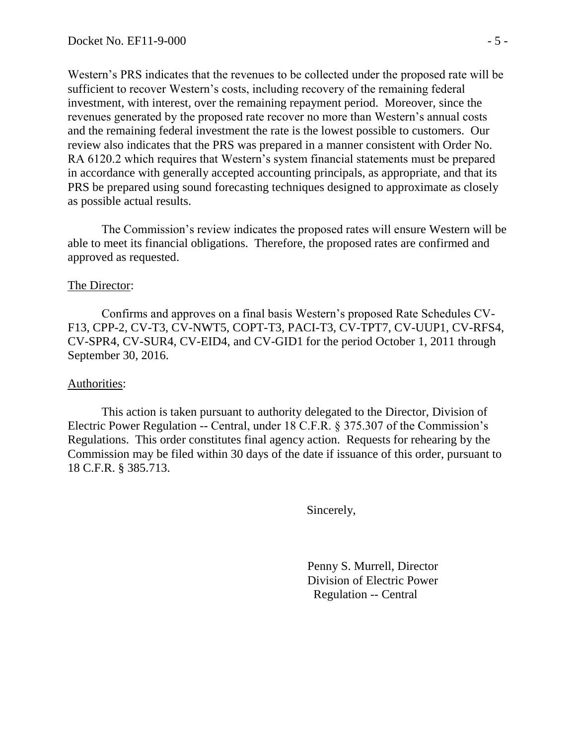Western's PRS indicates that the revenues to be collected under the proposed rate will be sufficient to recover Western's costs, including recovery of the remaining federal investment, with interest, over the remaining repayment period. Moreover, since the revenues generated by the proposed rate recover no more than Western's annual costs and the remaining federal investment the rate is the lowest possible to customers. Our review also indicates that the PRS was prepared in a manner consistent with Order No. RA 6120.2 which requires that Western's system financial statements must be prepared in accordance with generally accepted accounting principals, as appropriate, and that its PRS be prepared using sound forecasting techniques designed to approximate as closely as possible actual results.

The Commission's review indicates the proposed rates will ensure Western will be able to meet its financial obligations. Therefore, the proposed rates are confirmed and approved as requested.

The Director:

Confirms and approves on a final basis Western's proposed Rate Schedules CV-F13, CPP-2, CV-T3, CV-NWT5, COPT-T3, PACI-T3, CV-TPT7, CV-UUP1, CV-RFS4, CV-SPR4, CV-SUR4, CV-EID4, and CV-GID1 for the period October 1, 2011 through September 30, 2016.

Authorities:

This action is taken pursuant to authority delegated to the Director, Division of Electric Power Regulation -- Central, under 18 C.F.R. § 375.307 of the Commission's Regulations. This order constitutes final agency action. Requests for rehearing by the Commission may be filed within 30 days of the date if issuance of this order, pursuant to 18 C.F.R. § 385.713.

Sincerely,

Penny S. Murrell, Director
Division of Electric Power
Regulation -- Central